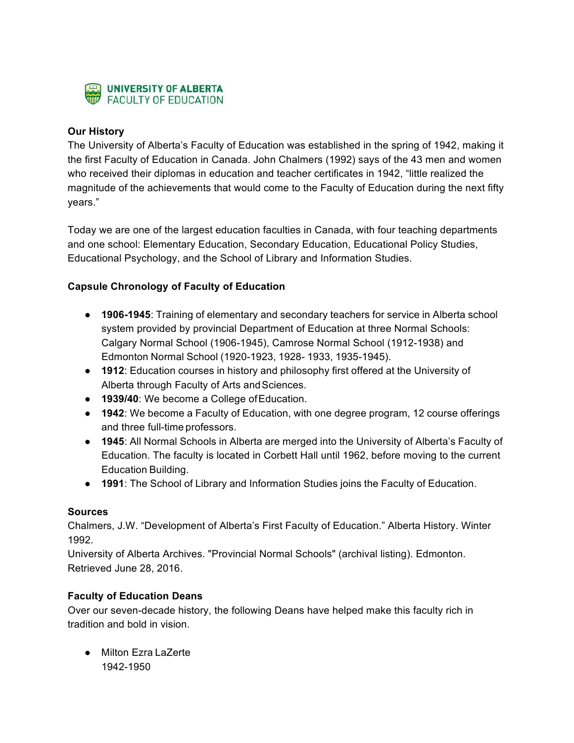**UNIVERSITY OF ALBERTA**
FACULTY OF EDUCATION

## Our History

The University of Alberta's Faculty of Education was established in the spring of 1942, making it the first Faculty of Education in Canada. John Chalmers (1992) says of the 43 men and women who received their diplomas in education and teacher certificates in 1942, "little realized the magnitude of the achievements that would come to the Faculty of Education during the next fifty years."

Today we are one of the largest education faculties in Canada, with four teaching departments and one school: Elementary Education, Secondary Education, Educational Policy Studies, Educational Psychology, and the School of Library and Information Studies.

## Capsule Chronology of Faculty of Education

- **1906-1945**: Training of elementary and secondary teachers for service in Alberta school system provided by provincial Department of Education at three Normal Schools: Calgary Normal School (1906-1945), Camrose Normal School (1912-1938) and Edmonton Normal School (1920-1923, 1928- 1933, 1935-1945).
- **1912**: Education courses in history and philosophy first offered at the University of Alberta through Faculty of Arts and Sciences.
- **1939/40**: We become a College of Education.
- **1942**: We become a Faculty of Education, with one degree program, 12 course offerings and three full-time professors.
- **1945**: All Normal Schools in Alberta are merged into the University of Alberta's Faculty of Education. The faculty is located in Corbett Hall until 1962, before moving to the current Education Building.
- **1991**: The School of Library and Information Studies joins the Faculty of Education.

## Sources

Chalmers, J.W. "Development of Alberta's First Faculty of Education." Alberta History. Winter 1992.
University of Alberta Archives. "Provincial Normal Schools" (archival listing). Edmonton. Retrieved June 28, 2016.

## Faculty of Education Deans

Over our seven-decade history, the following Deans have helped make this faculty rich in tradition and bold in vision.

- Milton Ezra LaZerte
  1942-1950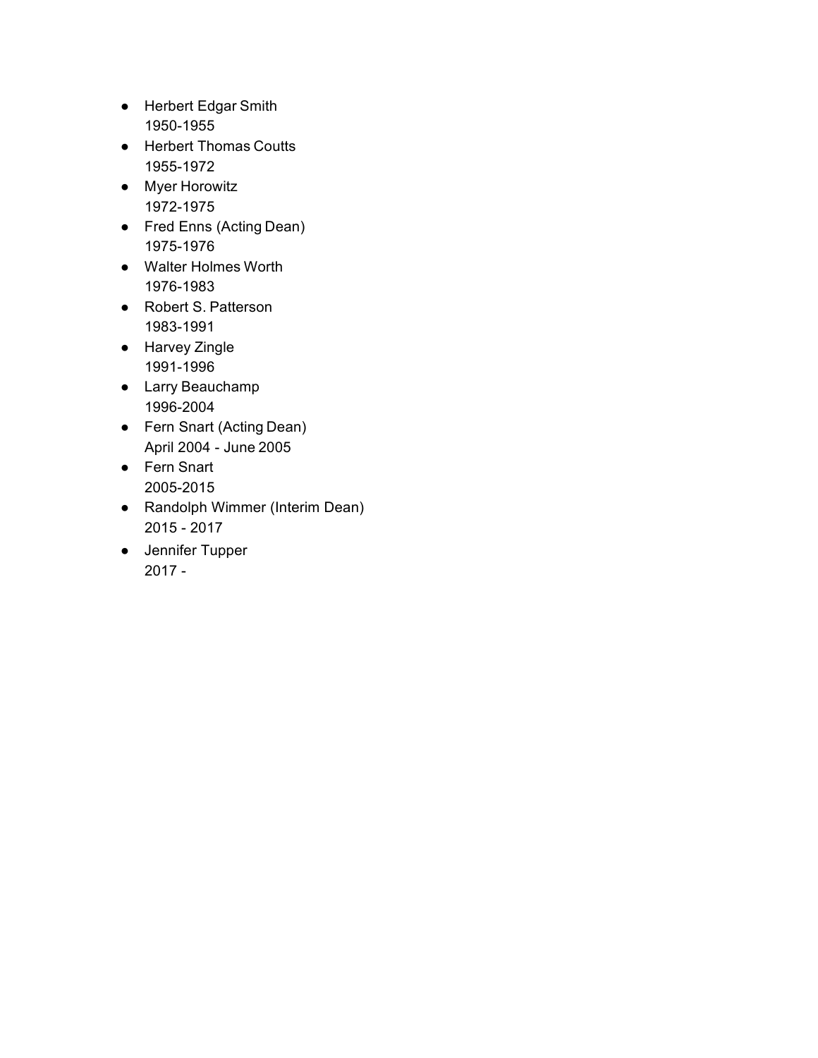- Herbert Edgar Smith
  1950-1955
- Herbert Thomas Coutts
  1955-1972
- Myer Horowitz
  1972-1975
- Fred Enns (Acting Dean)
  1975-1976
- Walter Holmes Worth
  1976-1983
- Robert S. Patterson
  1983-1991
- Harvey Zingle
  1991-1996
- Larry Beauchamp
  1996-2004
- Fern Snart (Acting Dean)
  April 2004 - June 2005
- Fern Snart
  2005-2015
- Randolph Wimmer (Interim Dean)
  2015 - 2017
- Jennifer Tupper
  2017 -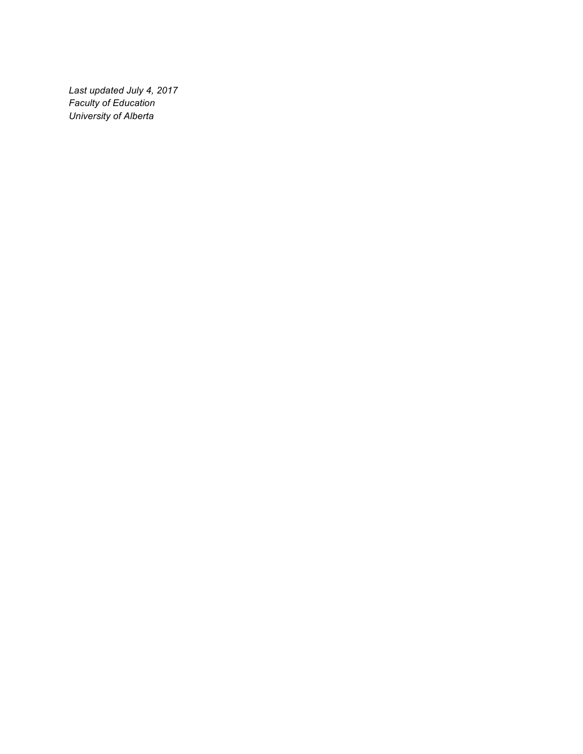*Last updated July 4, 2017*
*Faculty of Education*
*University of Alberta*